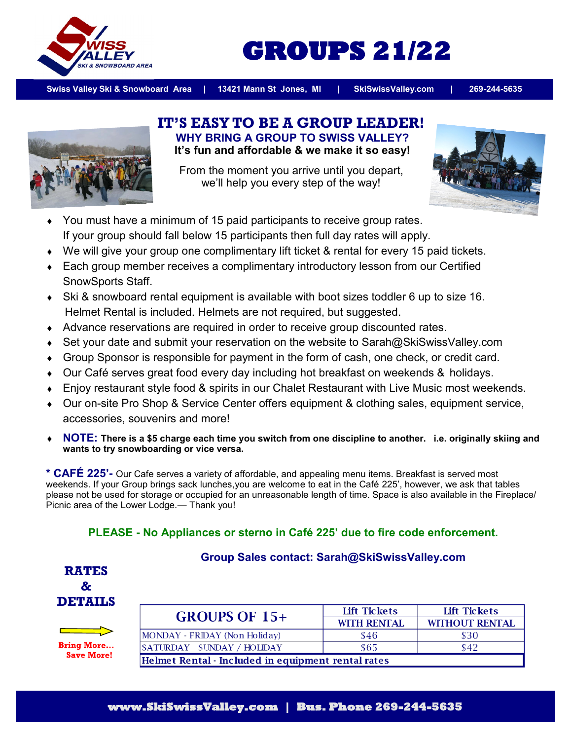# GROUPS 21/22

Swiss Valley Ski & Snowboard Area | 13421 Mann St Jones, MI | SkiSwissValley.com | 269-244-5635

## IT'S EASY TO BE A GROUP LEADER!

**WHY BRING A GROUP TO SWISS VALLEY?**

**It's fun and affordable & we make it so easy!**

From the moment you arrive until you depart, we'll help you every step of the way!

- You must have a minimum of 15 paid participants to receive group rates. If your group should fall below 15 participants then full day rates will apply.
- We will give your group one complimentary lift ticket & rental for every 15 paid tickets.
- Each group member receives a complimentary introductory lesson from our Certified SnowSports Staff.
- Ski & snowboard rental equipment is available with boot sizes toddler 6 up to size 16. Helmet Rental is included. Helmets are not required, but suggested.
- Advance reservations are required in order to receive group discounted rates.
- Set your date and submit your reservation on the website to Sarah@SkiSwissValley.com
- Group Sponsor is responsible for payment in the form of cash, one check, or credit card.
- Our Café serves great food every day including hot breakfast on weekends & holidays.
- Enjoy restaurant style food & spirits in our Chalet Restaurant with Live Music most weekends.
- Our on-site Pro Shop & Service Center offers equipment & clothing sales, equipment service, accessories, souvenirs and more!
- **NOTE: There is a $5 charge each time you switch from one discipline to another. i.e. originally skiing and wants to try snowboarding or vice versa.**

**\* CAFÉ 225'-** Our Cafe serves a variety of affordable, and appealing menu items. Breakfast is served most weekends. If your Group brings sack lunches,you are welcome to eat in the Café 225', however, we ask that tables please not be used for storage or occupied for an unreasonable length of time. Space is also available in the Fireplace/ Picnic area of the Lower Lodge.— Thank you!

**PLEASE - No Appliances or sterno in Café 225' due to fire code enforcement.**

**Group Sales contact: Sarah@SkiSwissValley.com**

## RATES & DETAILS

**Bring More... Save More!**

| GROUPS OF 15+ | Lift Tickets WITH RENTAL | Lift Tickets WITHOUT RENTAL |
|---|---|---|
| MONDAY - FRIDAY (Non Holiday) | $46 | $30 |
| SATURDAY - SUNDAY / HOLIDAY | $65 | $42 |
| Helmet Rental - Included in equipment rental rates | | |

www.SkiSwissValley.com | Bus. Phone 269-244-5635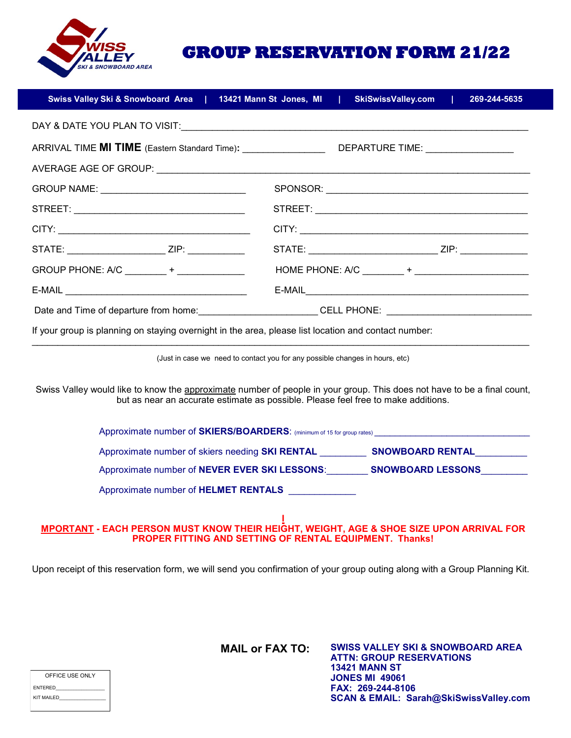# GROUP RESERVATION FORM 21/22

**Swiss Valley Ski & Snowboard Area | 13421 Mann St Jones, MI | SkiSwissValley.com | 269-244-5635**

DAY & DATE YOU PLAN TO VISIT:______________________________________________________________________

ARRIVAL TIME **MI TIME** (Eastern Standard Time)**:** ________________ DEPARTURE TIME: _________________

AVERAGE AGE OF GROUP: _________________________________________________________________________

GROUP NAME: ____________________________ SPONSOR: _______________________________________

STREET: _________________________________ STREET: ________________________________________

CITY: ____________________________________ CITY: ___________________________________________

STATE: ___________________ ZIP: ___________ STATE: _________________________ ZIP: ____________

GROUP PHONE: A/C ________ + ____________ HOME PHONE: A/C ________ + _____________________

E-MAIL ___________________________________ E-MAIL__________________________________________

Date and Time of departure from home:______________________ CELL PHONE: ___________________________

If your group is planning on staying overnight in the area, please list location and contact number:

_______________________________________________________________________________________________

(Just in case we need to contact you for any possible changes in hours, etc)

Swiss Valley would like to know the approximate number of people in your group. This does not have to be a final count, but as near an accurate estimate as possible. Please feel free to make additions.

Approximate number of **SKIERS/BOARDERS**: (minimum of 15 for group rates) ______________________________

Approximate number of skiers needing **SKI RENTAL** _________ **SNOWBOARD RENTAL**__________

Approximate number of **NEVER EVER SKI LESSONS**:________ **SNOWBOARD LESSONS**_________

Approximate number of **HELMET RENTALS** _____________

**I**
**MPORTANT - EACH PERSON MUST KNOW THEIR HEIGHT, WEIGHT, AGE & SHOE SIZE UPON ARRIVAL FOR PROPER FITTING AND SETTING OF RENTAL EQUIPMENT. Thanks!**

Upon receipt of this reservation form, we will send you confirmation of your group outing along with a Group Planning Kit.

**MAIL or FAX TO:**

**SWISS VALLEY SKI & SNOWBOARD AREA**
**ATTN: GROUP RESERVATIONS**
**13421 MANN ST**
**JONES MI 49061**
**FAX: 269-244-8106**
**SCAN & EMAIL: Sarah@SkiSwissValley.com**

OFFICE USE ONLY

ENTERED________________

KIT MAILED______________